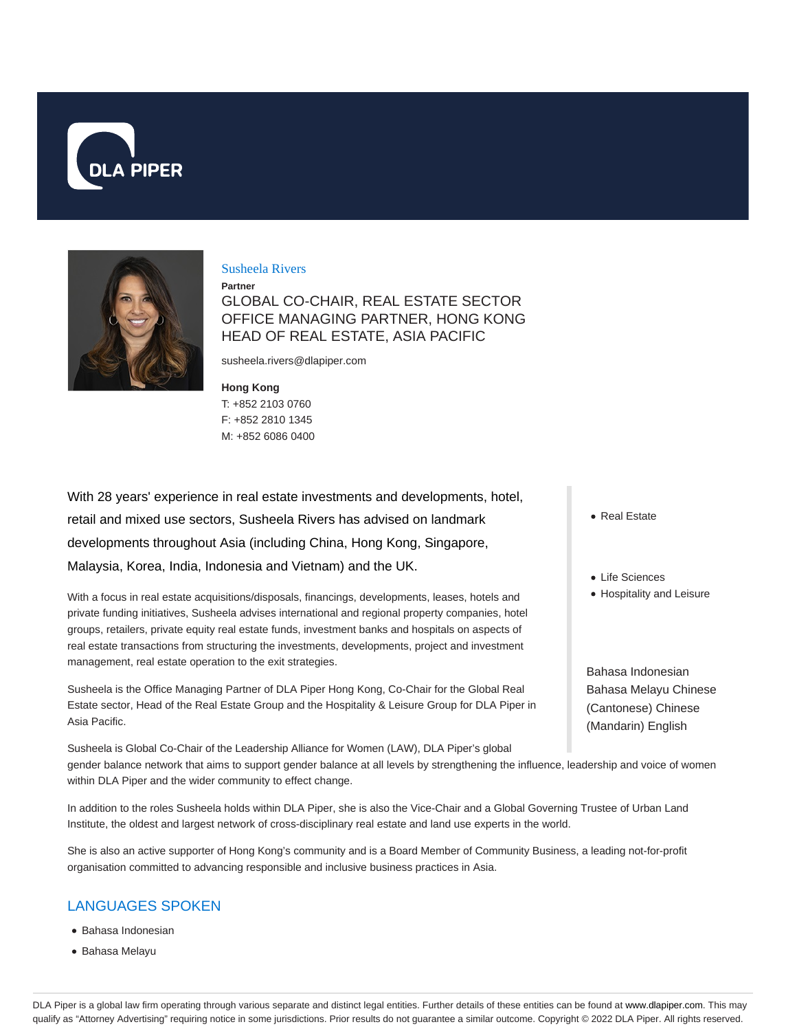DLA PIPER

Susheela Rivers

**Partner**

GLOBAL CO-CHAIR, REAL ESTATE SECTOR
OFFICE MANAGING PARTNER, HONG KONG
HEAD OF REAL ESTATE, ASIA PACIFIC

susheela.rivers@dlapiper.com

**Hong Kong**
T: +852 2103 0760
F: +852 2810 1345
M: +852 6086 0400

- Real Estate

- Life Sciences
- Hospitality and Leisure

Bahasa Indonesian
Bahasa Melayu Chinese (Cantonese) Chinese (Mandarin) English

With 28 years' experience in real estate investments and developments, hotel, retail and mixed use sectors, Susheela Rivers has advised on landmark developments throughout Asia (including China, Hong Kong, Singapore, Malaysia, Korea, India, Indonesia and Vietnam) and the UK.

With a focus in real estate acquisitions/disposals, financings, developments, leases, hotels and private funding initiatives, Susheela advises international and regional property companies, hotel groups, retailers, private equity real estate funds, investment banks and hospitals on aspects of real estate transactions from structuring the investments, developments, project and investment management, real estate operation to the exit strategies.

Susheela is the Office Managing Partner of DLA Piper Hong Kong, Co-Chair for the Global Real Estate sector, Head of the Real Estate Group and the Hospitality & Leisure Group for DLA Piper in Asia Pacific.

Susheela is Global Co-Chair of the Leadership Alliance for Women (LAW), DLA Piper's global gender balance network that aims to support gender balance at all levels by strengthening the influence, leadership and voice of women within DLA Piper and the wider community to effect change.

In addition to the roles Susheela holds within DLA Piper, she is also the Vice-Chair and a Global Governing Trustee of Urban Land Institute, the oldest and largest network of cross-disciplinary real estate and land use experts in the world.

She is also an active supporter of Hong Kong's community and is a Board Member of Community Business, a leading not-for-profit organisation committed to advancing responsible and inclusive business practices in Asia.

## LANGUAGES SPOKEN

- Bahasa Indonesian
- Bahasa Melayu

DLA Piper is a global law firm operating through various separate and distinct legal entities. Further details of these entities can be found at www.dlapiper.com. This may qualify as "Attorney Advertising" requiring notice in some jurisdictions. Prior results do not guarantee a similar outcome. Copyright © 2022 DLA Piper. All rights reserved.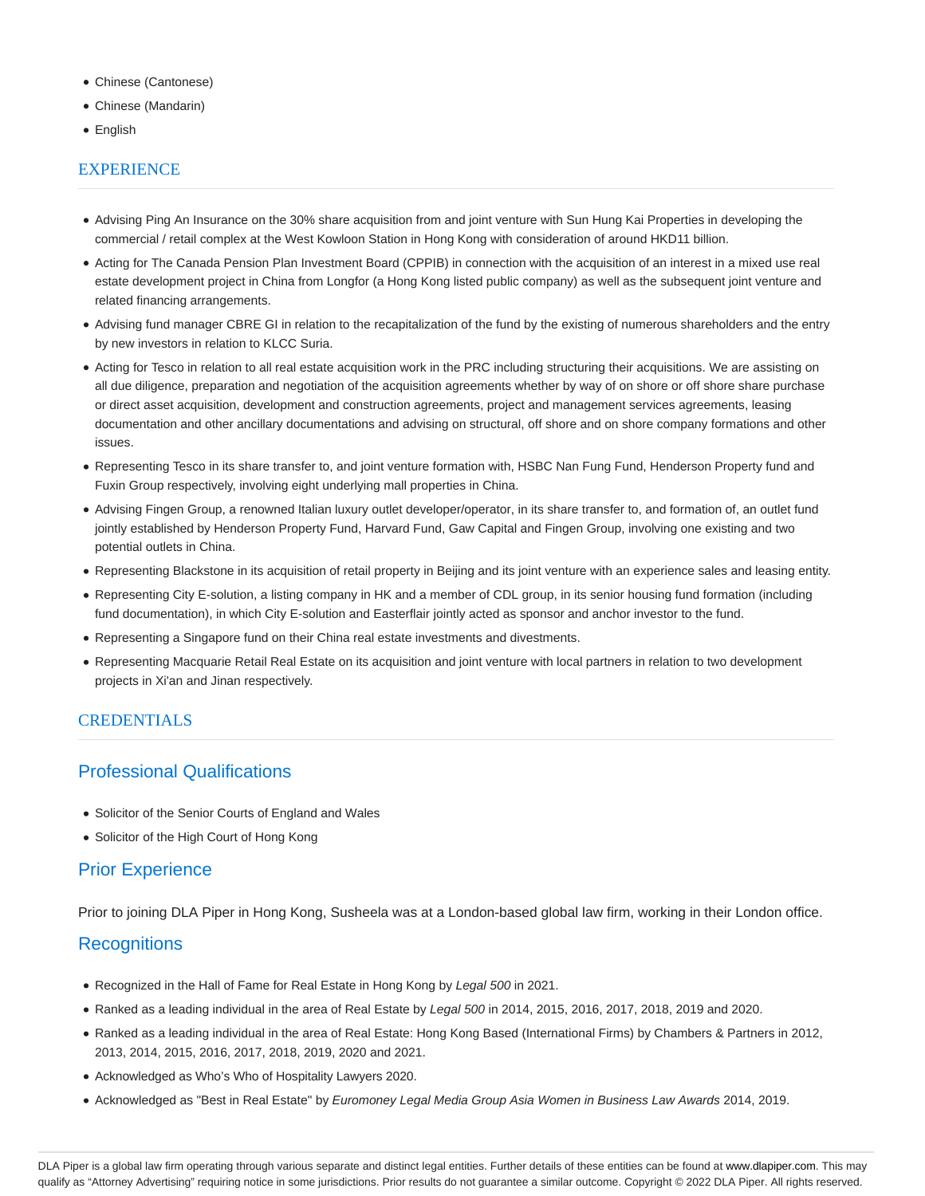- Chinese (Cantonese)
- Chinese (Mandarin)
- English

## EXPERIENCE

- Advising Ping An Insurance on the 30% share acquisition from and joint venture with Sun Hung Kai Properties in developing the commercial / retail complex at the West Kowloon Station in Hong Kong with consideration of around HKD11 billion.
- Acting for The Canada Pension Plan Investment Board (CPPIB) in connection with the acquisition of an interest in a mixed use real estate development project in China from Longfor (a Hong Kong listed public company) as well as the subsequent joint venture and related financing arrangements.
- Advising fund manager CBRE GI in relation to the recapitalization of the fund by the existing of numerous shareholders and the entry by new investors in relation to KLCC Suria.
- Acting for Tesco in relation to all real estate acquisition work in the PRC including structuring their acquisitions. We are assisting on all due diligence, preparation and negotiation of the acquisition agreements whether by way of on shore or off shore share purchase or direct asset acquisition, development and construction agreements, project and management services agreements, leasing documentation and other ancillary documentations and advising on structural, off shore and on shore company formations and other issues.
- Representing Tesco in its share transfer to, and joint venture formation with, HSBC Nan Fung Fund, Henderson Property fund and Fuxin Group respectively, involving eight underlying mall properties in China.
- Advising Fingen Group, a renowned Italian luxury outlet developer/operator, in its share transfer to, and formation of, an outlet fund jointly established by Henderson Property Fund, Harvard Fund, Gaw Capital and Fingen Group, involving one existing and two potential outlets in China.
- Representing Blackstone in its acquisition of retail property in Beijing and its joint venture with an experience sales and leasing entity.
- Representing City E-solution, a listing company in HK and a member of CDL group, in its senior housing fund formation (including fund documentation), in which City E-solution and Easterflair jointly acted as sponsor and anchor investor to the fund.
- Representing a Singapore fund on their China real estate investments and divestments.
- Representing Macquarie Retail Real Estate on its acquisition and joint venture with local partners in relation to two development projects in Xi'an and Jinan respectively.

## CREDENTIALS

### Professional Qualifications

- Solicitor of the Senior Courts of England and Wales
- Solicitor of the High Court of Hong Kong

### Prior Experience

Prior to joining DLA Piper in Hong Kong, Susheela was at a London-based global law firm, working in their London office.

### Recognitions

- Recognized in the Hall of Fame for Real Estate in Hong Kong by *Legal 500* in 2021.
- Ranked as a leading individual in the area of Real Estate by *Legal 500* in 2014, 2015, 2016, 2017, 2018, 2019 and 2020.
- Ranked as a leading individual in the area of Real Estate: Hong Kong Based (International Firms) by Chambers & Partners in 2012, 2013, 2014, 2015, 2016, 2017, 2018, 2019, 2020 and 2021.
- Acknowledged as Who's Who of Hospitality Lawyers 2020.
- Acknowledged as "Best in Real Estate" by *Euromoney Legal Media Group Asia Women in Business Law Awards* 2014, 2019.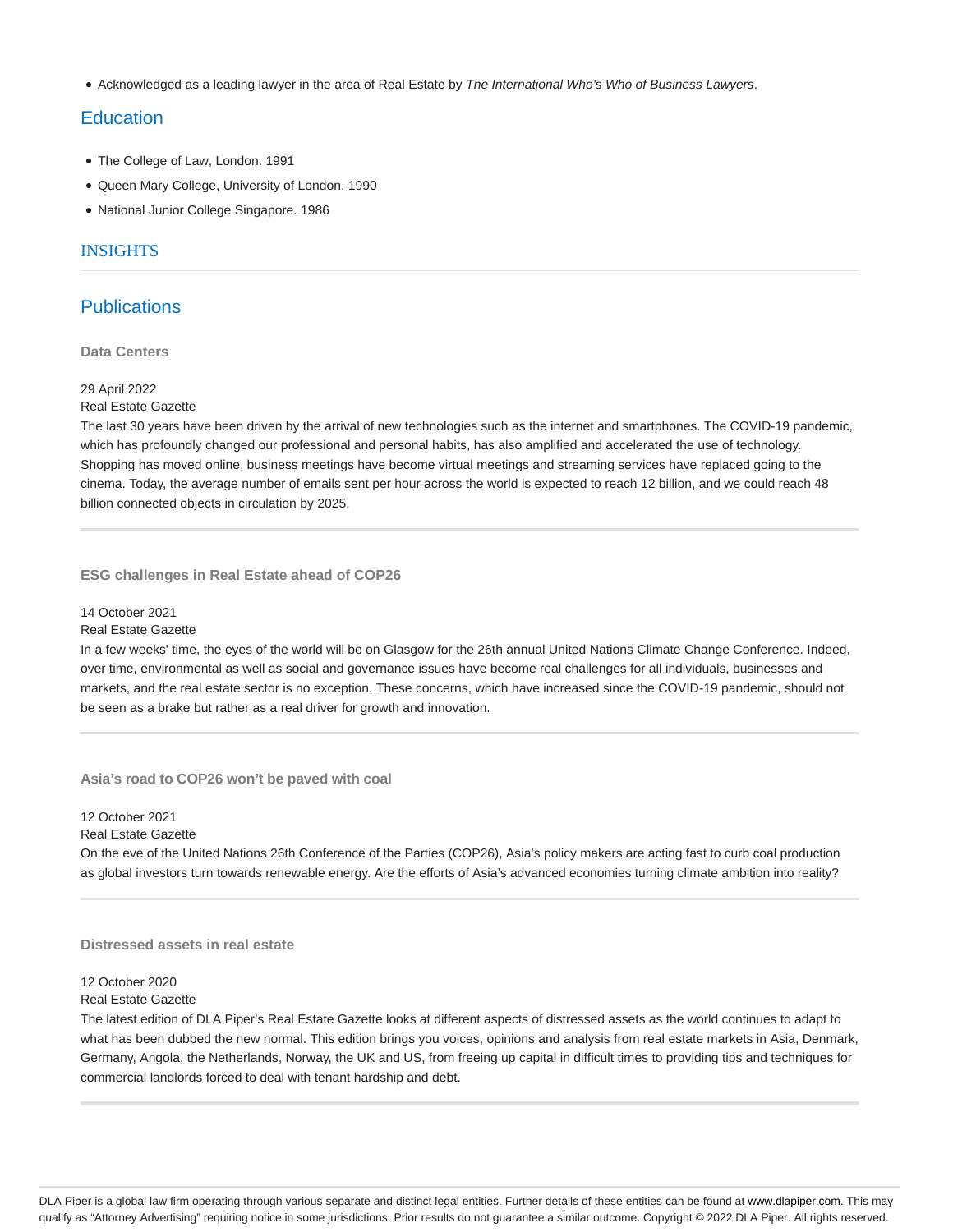- Acknowledged as a leading lawyer in the area of Real Estate by *The International Who's Who of Business Lawyers*.

## Education

- The College of Law, London. 1991
- Queen Mary College, University of London. 1990
- National Junior College Singapore. 1986

## INSIGHTS

## Publications

### Data Centers

29 April 2022
Real Estate Gazette
The last 30 years have been driven by the arrival of new technologies such as the internet and smartphones. The COVID-19 pandemic, which has profoundly changed our professional and personal habits, has also amplified and accelerated the use of technology. Shopping has moved online, business meetings have become virtual meetings and streaming services have replaced going to the cinema. Today, the average number of emails sent per hour across the world is expected to reach 12 billion, and we could reach 48 billion connected objects in circulation by 2025.

### ESG challenges in Real Estate ahead of COP26

14 October 2021
Real Estate Gazette
In a few weeks' time, the eyes of the world will be on Glasgow for the 26th annual United Nations Climate Change Conference. Indeed, over time, environmental as well as social and governance issues have become real challenges for all individuals, businesses and markets, and the real estate sector is no exception. These concerns, which have increased since the COVID-19 pandemic, should not be seen as a brake but rather as a real driver for growth and innovation.

### Asia's road to COP26 won't be paved with coal

12 October 2021
Real Estate Gazette
On the eve of the United Nations 26th Conference of the Parties (COP26), Asia's policy makers are acting fast to curb coal production as global investors turn towards renewable energy. Are the efforts of Asia's advanced economies turning climate ambition into reality?

### Distressed assets in real estate

12 October 2020
Real Estate Gazette
The latest edition of DLA Piper's Real Estate Gazette looks at different aspects of distressed assets as the world continues to adapt to what has been dubbed the new normal. This edition brings you voices, opinions and analysis from real estate markets in Asia, Denmark, Germany, Angola, the Netherlands, Norway, the UK and US, from freeing up capital in difficult times to providing tips and techniques for commercial landlords forced to deal with tenant hardship and debt.

DLA Piper is a global law firm operating through various separate and distinct legal entities. Further details of these entities can be found at www.dlapiper.com. This may qualify as "Attorney Advertising" requiring notice in some jurisdictions. Prior results do not guarantee a similar outcome. Copyright © 2022 DLA Piper. All rights reserved.